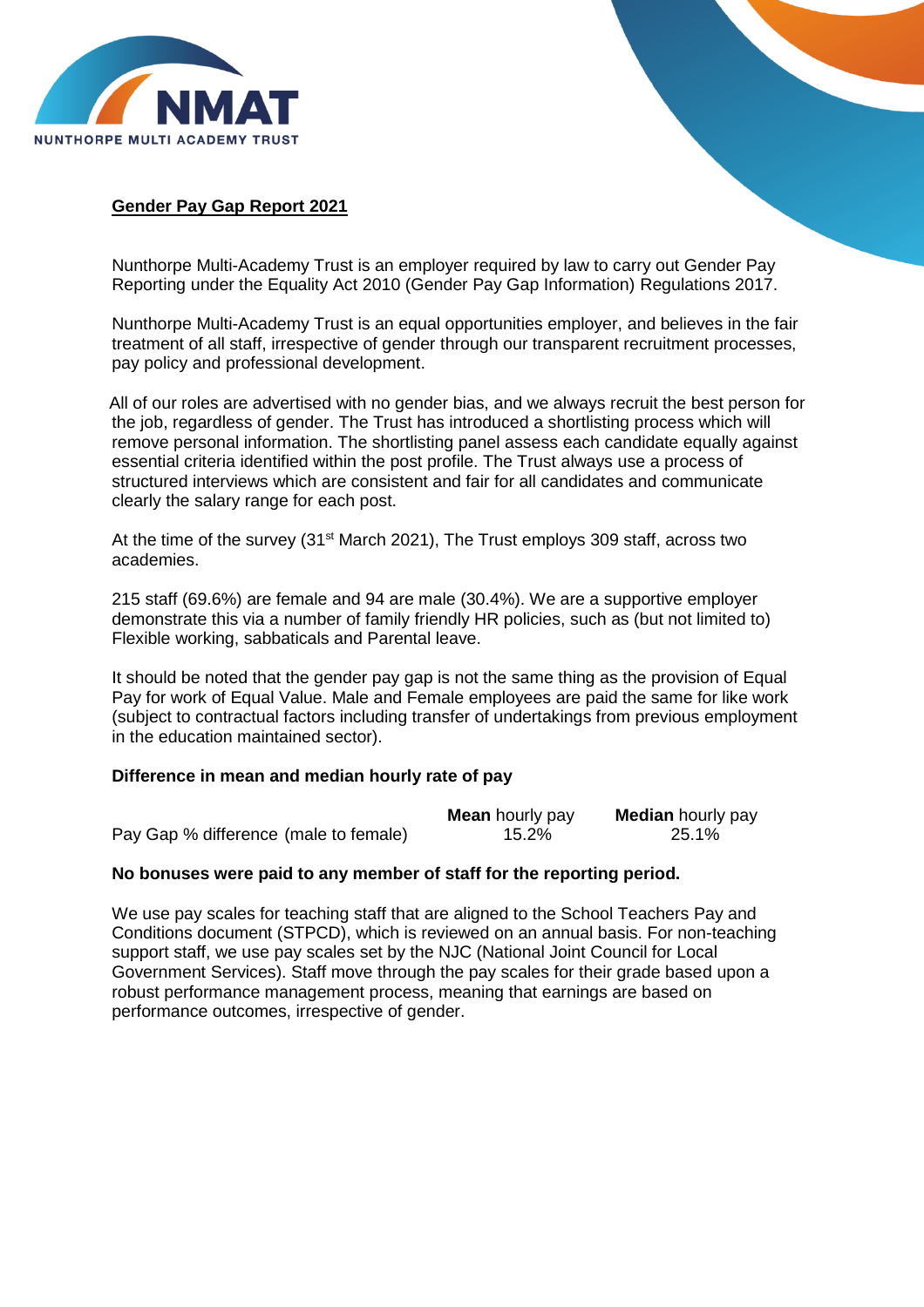NMAT

NUNTHORPE MULTI ACADEMY TRUST

## Gender Pay Gap Report 2021

Nunthorpe Multi-Academy Trust is an employer required by law to carry out Gender Pay Reporting under the Equality Act 2010 (Gender Pay Gap Information) Regulations 2017.

Nunthorpe Multi-Academy Trust is an equal opportunities employer, and believes in the fair treatment of all staff, irrespective of gender through our transparent recruitment processes, pay policy and professional development.

All of our roles are advertised with no gender bias, and we always recruit the best person for the job, regardless of gender. The Trust has introduced a shortlisting process which will remove personal information. The shortlisting panel assess each candidate equally against essential criteria identified within the post profile. The Trust always use a process of structured interviews which are consistent and fair for all candidates and communicate clearly the salary range for each post.

At the time of the survey (31st March 2021), The Trust employs 309 staff, across two academies.

215 staff (69.6%) are female and 94 are male (30.4%). We are a supportive employer demonstrate this via a number of family friendly HR policies, such as (but not limited to) Flexible working, sabbaticals and Parental leave.

It should be noted that the gender pay gap is not the same thing as the provision of Equal Pay for work of Equal Value. Male and Female employees are paid the same for like work (subject to contractual factors including transfer of undertakings from previous employment in the education maintained sector).

**Difference in mean and median hourly rate of pay**

| | **Mean** hourly pay | **Median** hourly pay |
|---|---|---|
| Pay Gap % difference (male to female) | 15.2% | 25.1% |

**No bonuses were paid to any member of staff for the reporting period.**

We use pay scales for teaching staff that are aligned to the School Teachers Pay and Conditions document (STPCD), which is reviewed on an annual basis. For non-teaching support staff, we use pay scales set by the NJC (National Joint Council for Local Government Services). Staff move through the pay scales for their grade based upon a robust performance management process, meaning that earnings are based on performance outcomes, irrespective of gender.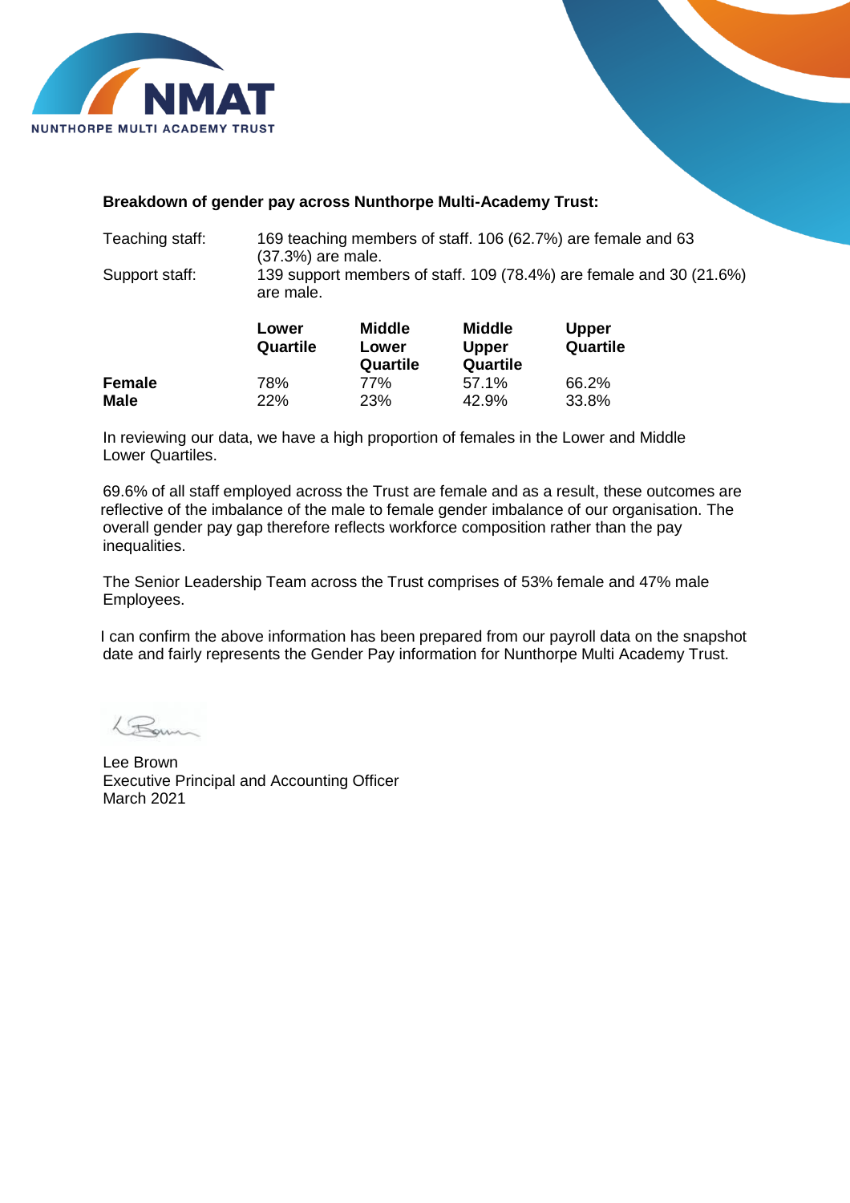NMAT
NUNTHORPE MULTI ACADEMY TRUST

**Breakdown of gender pay across Nunthorpe Multi-Academy Trust:**

| | |
|---|---|
| Teaching staff: | 169 teaching members of staff. 106 (62.7%) are female and 63 (37.3%) are male. |
| Support staff: | 139 support members of staff. 109 (78.4%) are female and 30 (21.6%) are male. |

| | Lower Quartile | Middle Lower Quartile | Middle Upper Quartile | Upper Quartile |
|---|---|---|---|---|
| **Female** | 78% | 77% | 57.1% | 66.2% |
| **Male** | 22% | 23% | 42.9% | 33.8% |

In reviewing our data, we have a high proportion of females in the Lower and Middle Lower Quartiles.

69.6% of all staff employed across the Trust are female and as a result, these outcomes are reflective of the imbalance of the male to female gender imbalance of our organisation. The overall gender pay gap therefore reflects workforce composition rather than the pay inequalities.

The Senior Leadership Team across the Trust comprises of 53% female and 47% male Employees.

I can confirm the above information has been prepared from our payroll data on the snapshot date and fairly represents the Gender Pay information for Nunthorpe Multi Academy Trust.

Lee Brown
Executive Principal and Accounting Officer
March 2021